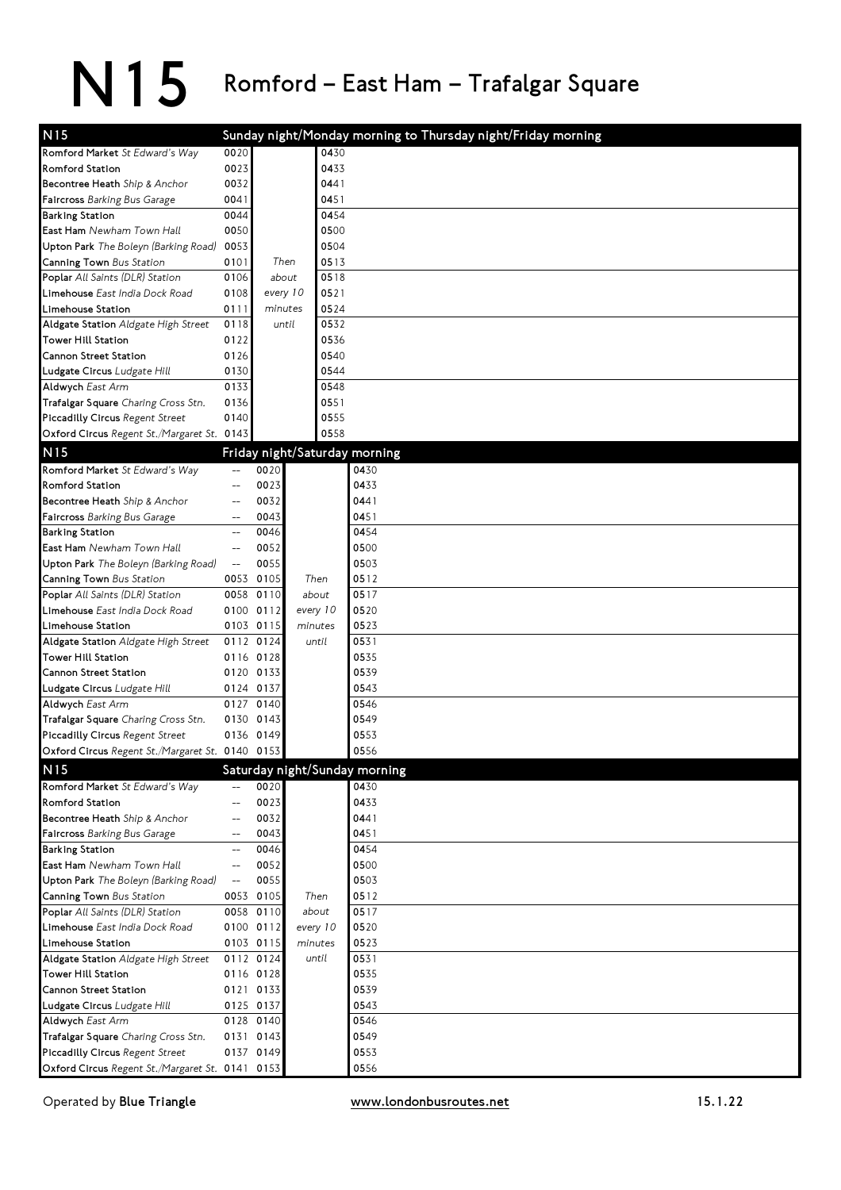# N15 Romford – East Ham – Trafalgar Square

## N15 Sunday night/Monday morning to Thursday night/Friday morning

| Stop | | | |
|---|---|---|---|
| **Romford Market** *St Edward's Way* | 0020 | | 0430 |
| **Romford Station** | 0023 | | 0433 |
| **Becontree Heath** *Ship & Anchor* | 0032 | | 0441 |
| **Faircross** *Barking Bus Garage* | 0041 | | 0451 |
| **Barking Station** | 0044 | | 0454 |
| **East Ham** *Newham Town Hall* | 0050 | | 0500 |
| **Upton Park** *The Boleyn (Barking Road)* | 0053 | | 0504 |
| **Canning Town** *Bus Station* | 0101 | *Then* | 0513 |
| **Poplar** *All Saints (DLR) Station* | 0106 | *about* | 0518 |
| **Limehouse** *East India Dock Road* | 0108 | *every 10* | 0521 |
| **Limehouse Station** | 0111 | *minutes* | 0524 |
| **Aldgate Station** *Aldgate High Street* | 0118 | *until* | 0532 |
| **Tower Hill Station** | 0122 | | 0536 |
| **Cannon Street Station** | 0126 | | 0540 |
| **Ludgate Circus** *Ludgate Hill* | 0130 | | 0544 |
| **Aldwych** *East Arm* | 0133 | | 0548 |
| **Trafalgar Square** *Charing Cross Stn.* | 0136 | | 0551 |
| **Piccadilly Circus** *Regent Street* | 0140 | | 0555 |
| **Oxford Circus** *Regent St./Margaret St.* | 0143 | | 0558 |

## N15 Friday night/Saturday morning

| Stop | | | | |
|---|---|---|---|---|
| **Romford Market** *St Edward's Way* | -- | 0020 | | 0430 |
| **Romford Station** | -- | 0023 | | 0433 |
| **Becontree Heath** *Ship & Anchor* | -- | 0032 | | 0441 |
| **Faircross** *Barking Bus Garage* | -- | 0043 | | 0451 |
| **Barking Station** | -- | 0046 | | 0454 |
| **East Ham** *Newham Town Hall* | -- | 0052 | | 0500 |
| **Upton Park** *The Boleyn (Barking Road)* | -- | 0055 | | 0503 |
| **Canning Town** *Bus Station* | 0053 | 0105 | *Then* | 0512 |
| **Poplar** *All Saints (DLR) Station* | 0058 | 0110 | *about* | 0517 |
| **Limehouse** *East India Dock Road* | 0100 | 0112 | *every 10* | 0520 |
| **Limehouse Station** | 0103 | 0115 | *minutes* | 0523 |
| **Aldgate Station** *Aldgate High Street* | 0112 | 0124 | *until* | 0531 |
| **Tower Hill Station** | 0116 | 0128 | | 0535 |
| **Cannon Street Station** | 0120 | 0133 | | 0539 |
| **Ludgate Circus** *Ludgate Hill* | 0124 | 0137 | | 0543 |
| **Aldwych** *East Arm* | 0127 | 0140 | | 0546 |
| **Trafalgar Square** *Charing Cross Stn.* | 0130 | 0143 | | 0549 |
| **Piccadilly Circus** *Regent Street* | 0136 | 0149 | | 0553 |
| **Oxford Circus** *Regent St./Margaret St.* | 0140 | 0153 | | 0556 |

## N15 Saturday night/Sunday morning

| Stop | | | | |
|---|---|---|---|---|
| **Romford Market** *St Edward's Way* | -- | 0020 | | 0430 |
| **Romford Station** | -- | 0023 | | 0433 |
| **Becontree Heath** *Ship & Anchor* | -- | 0032 | | 0441 |
| **Faircross** *Barking Bus Garage* | -- | 0043 | | 0451 |
| **Barking Station** | -- | 0046 | | 0454 |
| **East Ham** *Newham Town Hall* | -- | 0052 | | 0500 |
| **Upton Park** *The Boleyn (Barking Road)* | -- | 0055 | | 0503 |
| **Canning Town** *Bus Station* | 0053 | 0105 | *Then* | 0512 |
| **Poplar** *All Saints (DLR) Station* | 0058 | 0110 | *about* | 0517 |
| **Limehouse** *East India Dock Road* | 0100 | 0112 | *every 10* | 0520 |
| **Limehouse Station** | 0103 | 0115 | *minutes* | 0523 |
| **Aldgate Station** *Aldgate High Street* | 0112 | 0124 | *until* | 0531 |
| **Tower Hill Station** | 0116 | 0128 | | 0535 |
| **Cannon Street Station** | 0121 | 0133 | | 0539 |
| **Ludgate Circus** *Ludgate Hill* | 0125 | 0137 | | 0543 |
| **Aldwych** *East Arm* | 0128 | 0140 | | 0546 |
| **Trafalgar Square** *Charing Cross Stn.* | 0131 | 0143 | | 0549 |
| **Piccadilly Circus** *Regent Street* | 0137 | 0149 | | 0553 |
| **Oxford Circus** *Regent St./Margaret St.* | 0141 | 0153 | | 0556 |

Operated by **Blue Triangle** www.londonbusroutes.net 15.1.22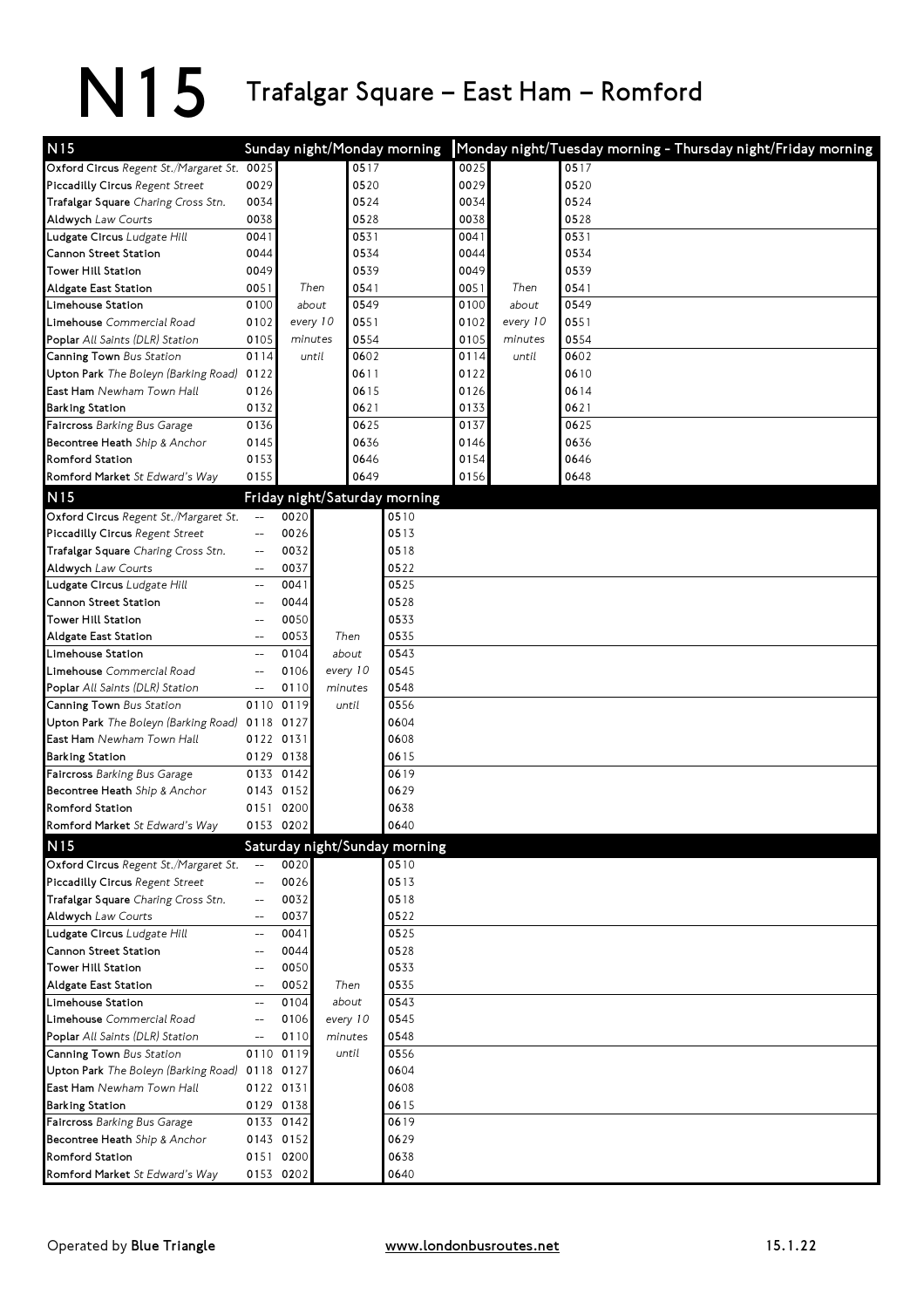# N15 Trafalgar Square – East Ham – Romford

| N15 | Sunday night/Monday morning | | | Monday night/Tuesday morning - Thursday night/Friday morning | | |
|---|---|---|---|---|---|---|
| **Oxford Circus** *Regent St./Margaret St.* | 0025 | | 0517 | 0025 | | 0517 |
| **Piccadilly Circus** *Regent Street* | 0029 | | 0520 | 0029 | | 0520 |
| **Trafalgar Square** *Charing Cross Stn.* | 0034 | | 0524 | 0034 | | 0524 |
| **Aldwych** *Law Courts* | 0038 | | 0528 | 0038 | | 0528 |
| **Ludgate Circus** *Ludgate Hill* | 0041 | | 0531 | 0041 | | 0531 |
| **Cannon Street Station** | 0044 | | 0534 | 0044 | | 0534 |
| **Tower Hill Station** | 0049 | | 0539 | 0049 | | 0539 |
| **Aldgate East Station** | 0051 | *Then* | 0541 | 0051 | *Then* | 0541 |
| **Limehouse Station** | 0100 | *about* | 0549 | 0100 | *about* | 0549 |
| **Limehouse** *Commercial Road* | 0102 | *every 10* | 0551 | 0102 | *every 10* | 0551 |
| **Poplar** *All Saints (DLR) Station* | 0105 | *minutes* | 0554 | 0105 | *minutes* | 0554 |
| **Canning Town** *Bus Station* | 0114 | *until* | 0602 | 0114 | *until* | 0602 |
| **Upton Park** *The Boleyn (Barking Road)* | 0122 | | 0611 | 0122 | | 0610 |
| **East Ham** *Newham Town Hall* | 0126 | | 0615 | 0126 | | 0614 |
| **Barking Station** | 0132 | | 0621 | 0133 | | 0621 |
| **Faircross** *Barking Bus Garage* | 0136 | | 0625 | 0137 | | 0625 |
| **Becontree Heath** *Ship & Anchor* | 0145 | | 0636 | 0146 | | 0636 |
| **Romford Station** | 0153 | | 0646 | 0154 | | 0646 |
| **Romford Market** *St Edward's Way* | 0155 | | 0649 | 0156 | | 0648 |

| N15 | Friday night/Saturday morning | | | |
|---|---|---|---|---|
| **Oxford Circus** *Regent St./Margaret St.* | -- | 0020 | | 0510 |
| **Piccadilly Circus** *Regent Street* | -- | 0026 | | 0513 |
| **Trafalgar Square** *Charing Cross Stn.* | -- | 0032 | | 0518 |
| **Aldwych** *Law Courts* | -- | 0037 | | 0522 |
| **Ludgate Circus** *Ludgate Hill* | -- | 0041 | | 0525 |
| **Cannon Street Station** | -- | 0044 | | 0528 |
| **Tower Hill Station** | -- | 0050 | | 0533 |
| **Aldgate East Station** | -- | 0053 | *Then* | 0535 |
| **Limehouse Station** | -- | 0104 | *about* | 0543 |
| **Limehouse** *Commercial Road* | -- | 0106 | *every 10* | 0545 |
| **Poplar** *All Saints (DLR) Station* | -- | 0110 | *minutes* | 0548 |
| **Canning Town** *Bus Station* | 0110 | 0119 | *until* | 0556 |
| **Upton Park** *The Boleyn (Barking Road)* | 0118 | 0127 | | 0604 |
| **East Ham** *Newham Town Hall* | 0122 | 0131 | | 0608 |
| **Barking Station** | 0129 | 0138 | | 0615 |
| **Faircross** *Barking Bus Garage* | 0133 | 0142 | | 0619 |
| **Becontree Heath** *Ship & Anchor* | 0143 | 0152 | | 0629 |
| **Romford Station** | 0151 | 0200 | | 0638 |
| **Romford Market** *St Edward's Way* | 0153 | 0202 | | 0640 |

| N15 | Saturday night/Sunday morning | | | |
|---|---|---|---|---|
| **Oxford Circus** *Regent St./Margaret St.* | -- | 0020 | | 0510 |
| **Piccadilly Circus** *Regent Street* | -- | 0026 | | 0513 |
| **Trafalgar Square** *Charing Cross Stn.* | -- | 0032 | | 0518 |
| **Aldwych** *Law Courts* | -- | 0037 | | 0522 |
| **Ludgate Circus** *Ludgate Hill* | -- | 0041 | | 0525 |
| **Cannon Street Station** | -- | 0044 | | 0528 |
| **Tower Hill Station** | -- | 0050 | | 0533 |
| **Aldgate East Station** | -- | 0052 | *Then* | 0535 |
| **Limehouse Station** | -- | 0104 | *about* | 0543 |
| **Limehouse** *Commercial Road* | -- | 0106 | *every 10* | 0545 |
| **Poplar** *All Saints (DLR) Station* | -- | 0110 | *minutes* | 0548 |
| **Canning Town** *Bus Station* | 0110 | 0119 | *until* | 0556 |
| **Upton Park** *The Boleyn (Barking Road)* | 0118 | 0127 | | 0604 |
| **East Ham** *Newham Town Hall* | 0122 | 0131 | | 0608 |
| **Barking Station** | 0129 | 0138 | | 0615 |
| **Faircross** *Barking Bus Garage* | 0133 | 0142 | | 0619 |
| **Becontree Heath** *Ship & Anchor* | 0143 | 0152 | | 0629 |
| **Romford Station** | 0151 | 0200 | | 0638 |
| **Romford Market** *St Edward's Way* | 0153 | 0202 | | 0640 |

Operated by **Blue Triangle** www.londonbusroutes.net 15.1.22